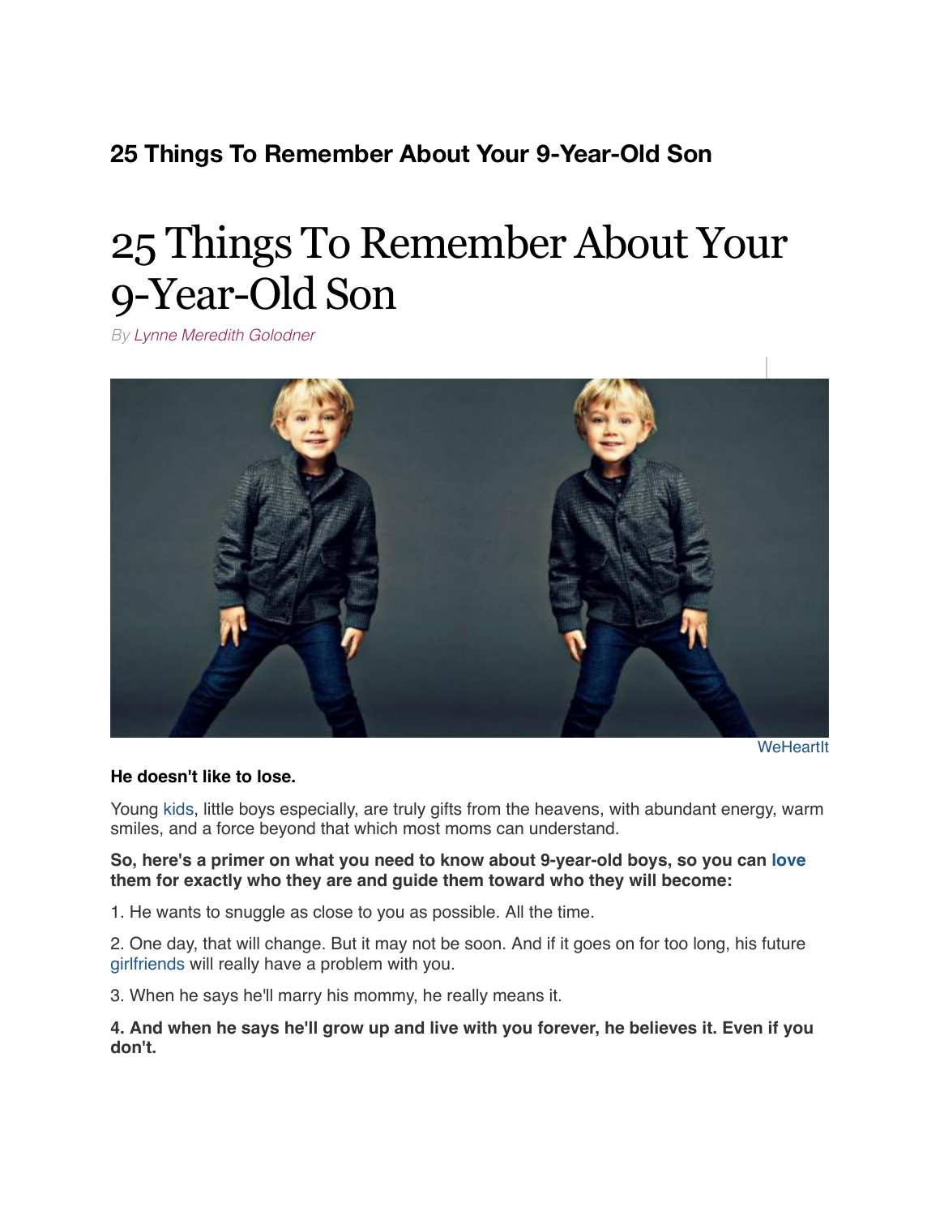**25 Things To Remember About Your 9-Year-Old Son**

# 25 Things To Remember About Your 9-Year-Old Son

*By Lynne Meredith Golodner*

WeHeartIt

**He doesn't like to lose.**

Young kids, little boys especially, are truly gifts from the heavens, with abundant energy, warm smiles, and a force beyond that which most moms can understand.

**So, here's a primer on what you need to know about 9-year-old boys, so you can love them for exactly who they are and guide them toward who they will become:**

1. He wants to snuggle as close to you as possible. All the time.

2. One day, that will change. But it may not be soon. And if it goes on for too long, his future girlfriends will really have a problem with you.

3. When he says he'll marry his mommy, he really means it.

**4. And when he says he'll grow up and live with you forever, he believes it. Even if you don't.**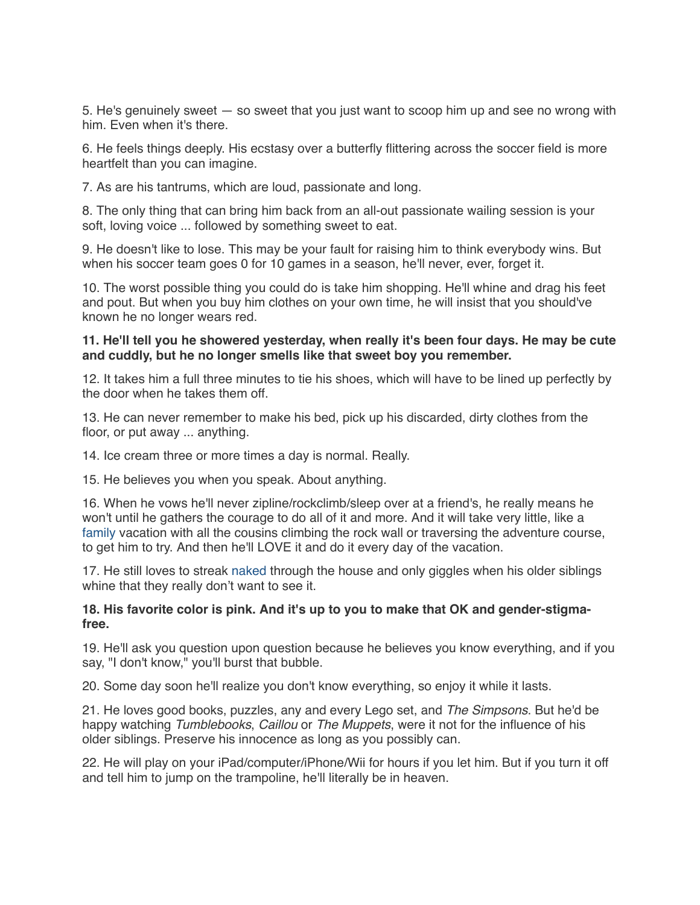5. He's genuinely sweet — so sweet that you just want to scoop him up and see no wrong with him. Even when it's there.

6. He feels things deeply. His ecstasy over a butterfly flittering across the soccer field is more heartfelt than you can imagine.

7. As are his tantrums, which are loud, passionate and long.

8. The only thing that can bring him back from an all-out passionate wailing session is your soft, loving voice ... followed by something sweet to eat.

9. He doesn't like to lose. This may be your fault for raising him to think everybody wins. But when his soccer team goes 0 for 10 games in a season, he'll never, ever, forget it.

10. The worst possible thing you could do is take him shopping. He'll whine and drag his feet and pout. But when you buy him clothes on your own time, he will insist that you should've known he no longer wears red.

**11. He'll tell you he showered yesterday, when really it's been four days. He may be cute and cuddly, but he no longer smells like that sweet boy you remember.**

12. It takes him a full three minutes to tie his shoes, which will have to be lined up perfectly by the door when he takes them off.

13. He can never remember to make his bed, pick up his discarded, dirty clothes from the floor, or put away ... anything.

14. Ice cream three or more times a day is normal. Really.

15. He believes you when you speak. About anything.

16. When he vows he'll never zipline/rockclimb/sleep over at a friend's, he really means he won't until he gathers the courage to do all of it and more. And it will take very little, like a family vacation with all the cousins climbing the rock wall or traversing the adventure course, to get him to try. And then he'll LOVE it and do it every day of the vacation.

17. He still loves to streak naked through the house and only giggles when his older siblings whine that they really don't want to see it.

**18. His favorite color is pink. And it's up to you to make that OK and gender-stigma-free.**

19. He'll ask you question upon question because he believes you know everything, and if you say, "I don't know," you'll burst that bubble.

20. Some day soon he'll realize you don't know everything, so enjoy it while it lasts.

21. He loves good books, puzzles, any and every Lego set, and *The Simpsons*. But he'd be happy watching *Tumblebooks*, *Caillou* or *The Muppets*, were it not for the influence of his older siblings. Preserve his innocence as long as you possibly can.

22. He will play on your iPad/computer/iPhone/Wii for hours if you let him. But if you turn it off and tell him to jump on the trampoline, he'll literally be in heaven.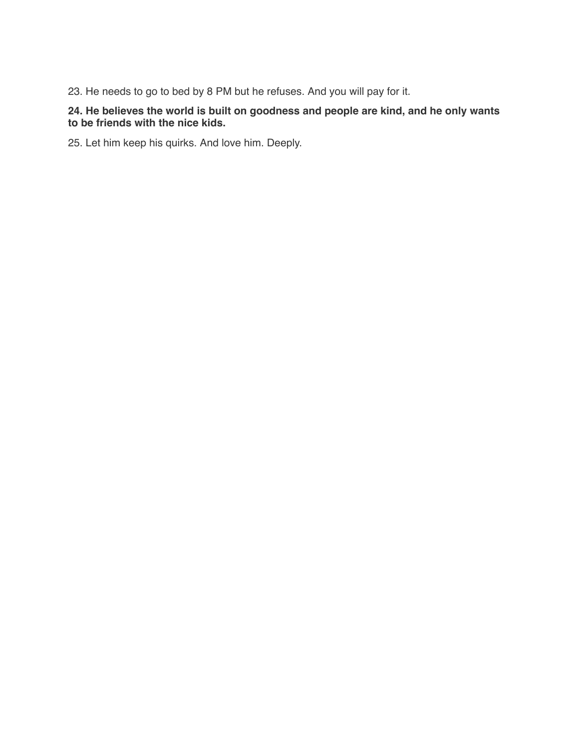23. He needs to go to bed by 8 PM but he refuses. And you will pay for it.

**24. He believes the world is built on goodness and people are kind, and he only wants to be friends with the nice kids.**

25. Let him keep his quirks. And love him. Deeply.